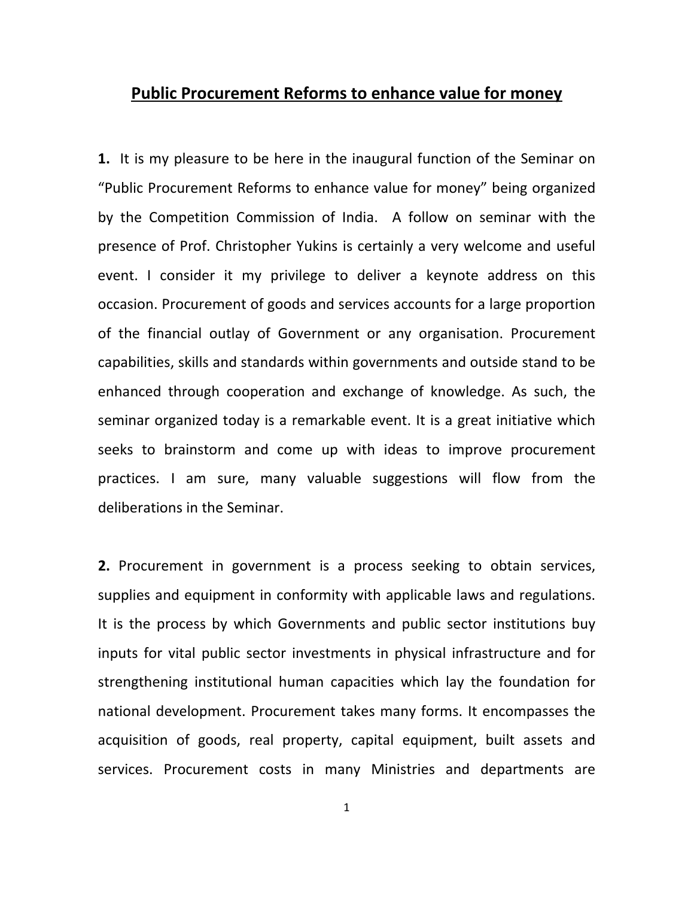# Public Procurement Reforms to enhance value for money

**1.** It is my pleasure to be here in the inaugural function of the Seminar on "Public Procurement Reforms to enhance value for money" being organized by the Competition Commission of India. A follow on seminar with the presence of Prof. Christopher Yukins is certainly a very welcome and useful event. I consider it my privilege to deliver a keynote address on this occasion. Procurement of goods and services accounts for a large proportion of the financial outlay of Government or any organisation. Procurement capabilities, skills and standards within governments and outside stand to be enhanced through cooperation and exchange of knowledge. As such, the seminar organized today is a remarkable event. It is a great initiative which seeks to brainstorm and come up with ideas to improve procurement practices. I am sure, many valuable suggestions will flow from the deliberations in the Seminar.

**2.** Procurement in government is a process seeking to obtain services, supplies and equipment in conformity with applicable laws and regulations. It is the process by which Governments and public sector institutions buy inputs for vital public sector investments in physical infrastructure and for strengthening institutional human capacities which lay the foundation for national development. Procurement takes many forms. It encompasses the acquisition of goods, real property, capital equipment, built assets and services. Procurement costs in many Ministries and departments are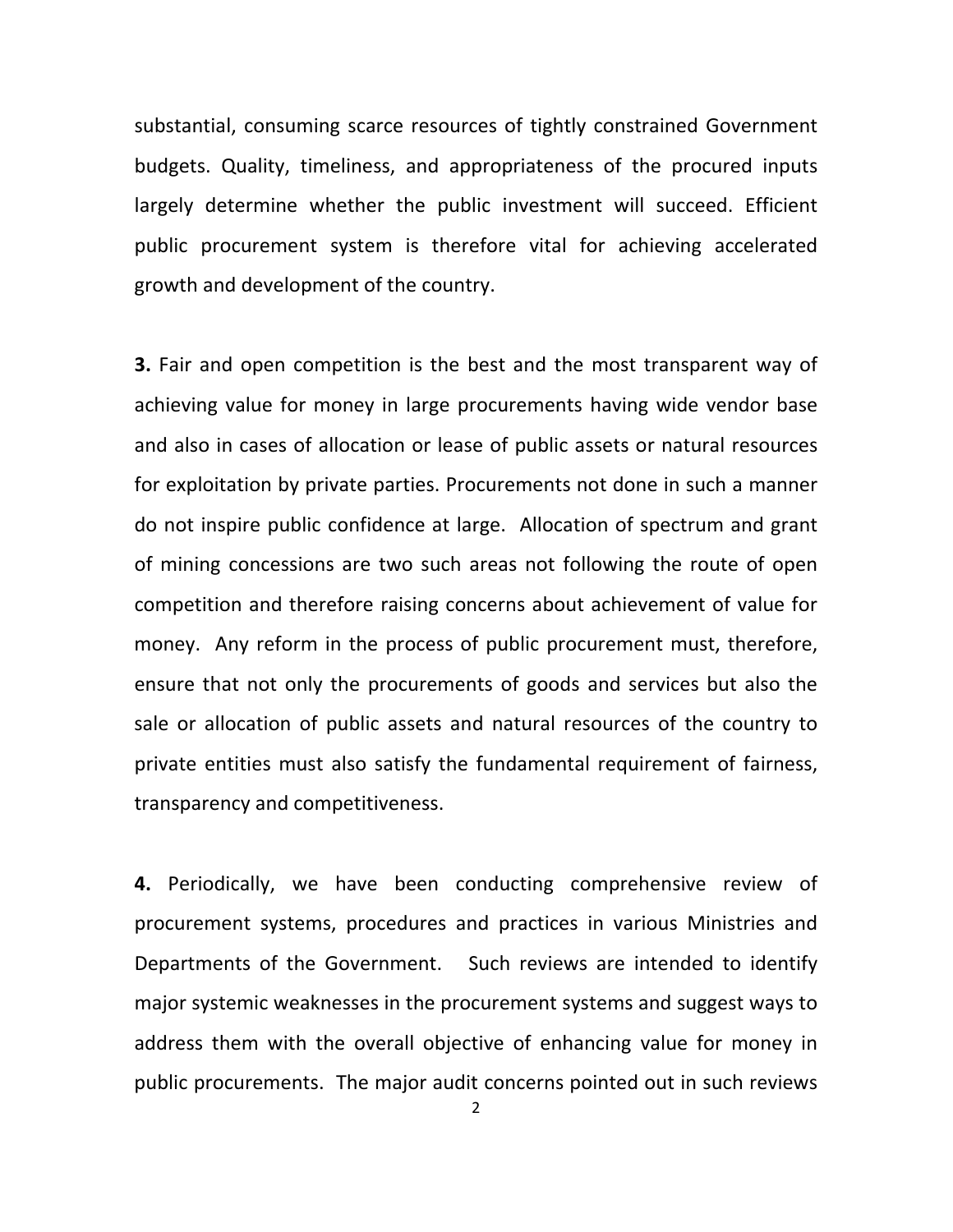substantial, consuming scarce resources of tightly constrained Government budgets. Quality, timeliness, and appropriateness of the procured inputs largely determine whether the public investment will succeed. Efficient public procurement system is therefore vital for achieving accelerated growth and development of the country.

**3.** Fair and open competition is the best and the most transparent way of achieving value for money in large procurements having wide vendor base and also in cases of allocation or lease of public assets or natural resources for exploitation by private parties. Procurements not done in such a manner do not inspire public confidence at large. Allocation of spectrum and grant of mining concessions are two such areas not following the route of open competition and therefore raising concerns about achievement of value for money. Any reform in the process of public procurement must, therefore, ensure that not only the procurements of goods and services but also the sale or allocation of public assets and natural resources of the country to private entities must also satisfy the fundamental requirement of fairness, transparency and competitiveness.

**4.** Periodically, we have been conducting comprehensive review of procurement systems, procedures and practices in various Ministries and Departments of the Government. Such reviews are intended to identify major systemic weaknesses in the procurement systems and suggest ways to address them with the overall objective of enhancing value for money in public procurements. The major audit concerns pointed out in such reviews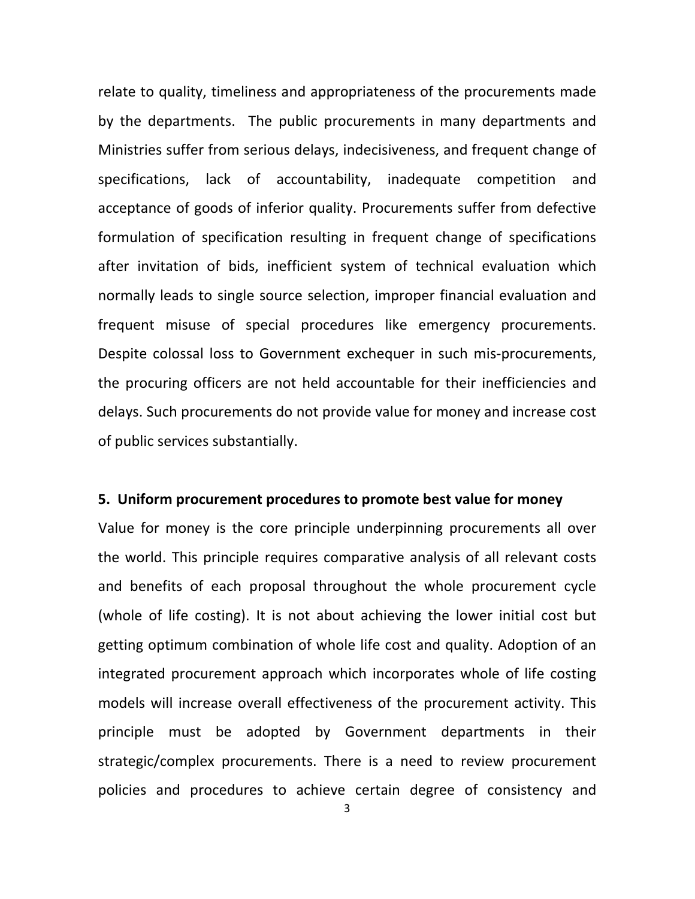relate to quality, timeliness and appropriateness of the procurements made by the departments. The public procurements in many departments and Ministries suffer from serious delays, indecisiveness, and frequent change of specifications, lack of accountability, inadequate competition and acceptance of goods of inferior quality. Procurements suffer from defective formulation of specification resulting in frequent change of specifications after invitation of bids, inefficient system of technical evaluation which normally leads to single source selection, improper financial evaluation and frequent misuse of special procedures like emergency procurements. Despite colossal loss to Government exchequer in such mis-procurements, the procuring officers are not held accountable for their inefficiencies and delays. Such procurements do not provide value for money and increase cost of public services substantially.

**5. Uniform procurement procedures to promote best value for money**

Value for money is the core principle underpinning procurements all over the world. This principle requires comparative analysis of all relevant costs and benefits of each proposal throughout the whole procurement cycle (whole of life costing). It is not about achieving the lower initial cost but getting optimum combination of whole life cost and quality. Adoption of an integrated procurement approach which incorporates whole of life costing models will increase overall effectiveness of the procurement activity. This principle must be adopted by Government departments in their strategic/complex procurements. There is a need to review procurement policies and procedures to achieve certain degree of consistency and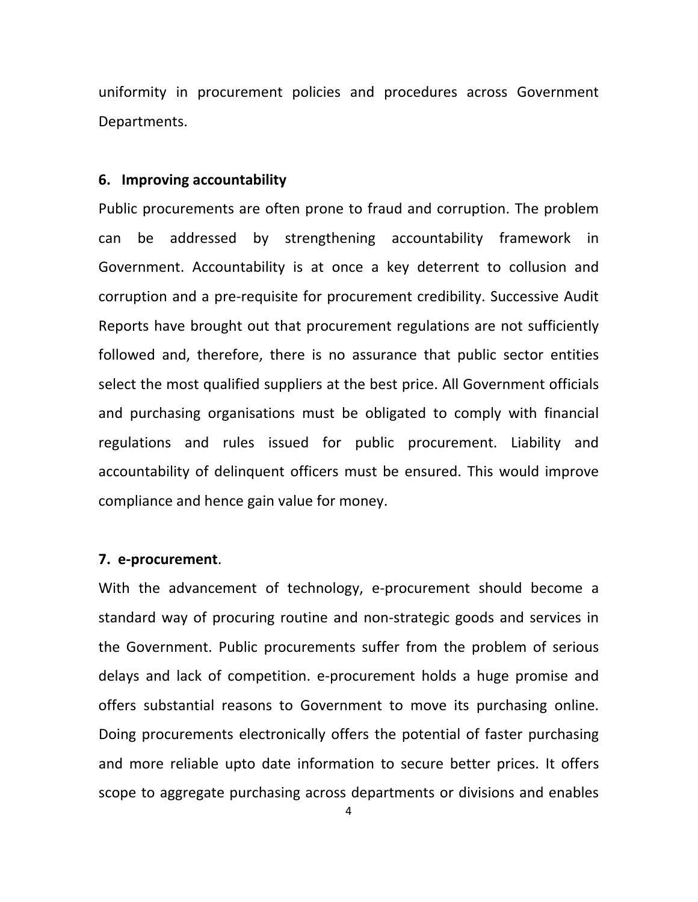uniformity in procurement policies and procedures across Government Departments.

### 6. Improving accountability

Public procurements are often prone to fraud and corruption. The problem can be addressed by strengthening accountability framework in Government. Accountability is at once a key deterrent to collusion and corruption and a pre-requisite for procurement credibility. Successive Audit Reports have brought out that procurement regulations are not sufficiently followed and, therefore, there is no assurance that public sector entities select the most qualified suppliers at the best price. All Government officials and purchasing organisations must be obligated to comply with financial regulations and rules issued for public procurement. Liability and accountability of delinquent officers must be ensured. This would improve compliance and hence gain value for money.

### 7. e-procurement.

With the advancement of technology, e-procurement should become a standard way of procuring routine and non-strategic goods and services in the Government. Public procurements suffer from the problem of serious delays and lack of competition. e-procurement holds a huge promise and offers substantial reasons to Government to move its purchasing online. Doing procurements electronically offers the potential of faster purchasing and more reliable upto date information to secure better prices. It offers scope to aggregate purchasing across departments or divisions and enables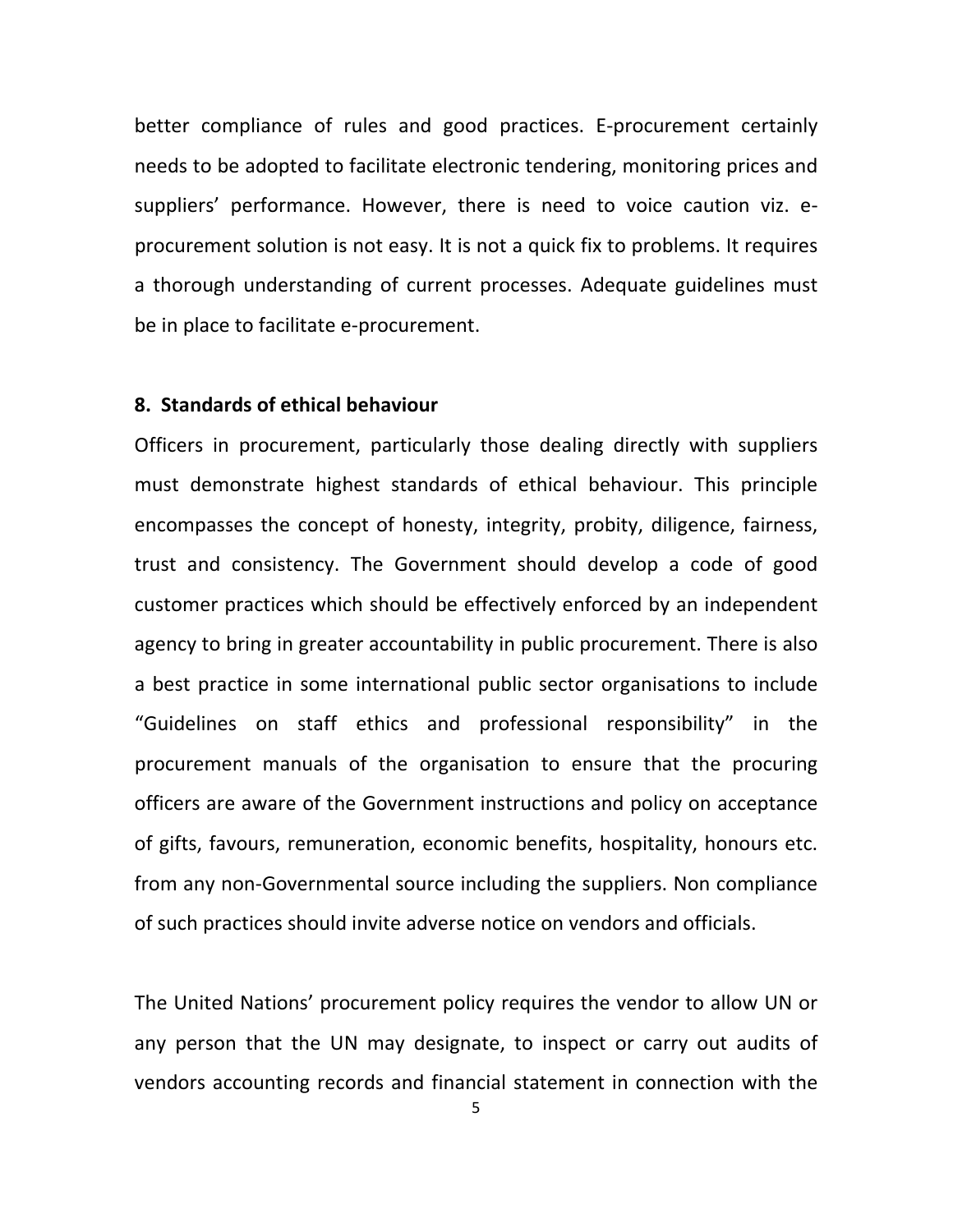better compliance of rules and good practices. E-procurement certainly needs to be adopted to facilitate electronic tendering, monitoring prices and suppliers' performance. However, there is need to voice caution viz. e-procurement solution is not easy. It is not a quick fix to problems. It requires a thorough understanding of current processes. Adequate guidelines must be in place to facilitate e-procurement.

## 8. Standards of ethical behaviour

Officers in procurement, particularly those dealing directly with suppliers must demonstrate highest standards of ethical behaviour. This principle encompasses the concept of honesty, integrity, probity, diligence, fairness, trust and consistency. The Government should develop a code of good customer practices which should be effectively enforced by an independent agency to bring in greater accountability in public procurement. There is also a best practice in some international public sector organisations to include "Guidelines on staff ethics and professional responsibility" in the procurement manuals of the organisation to ensure that the procuring officers are aware of the Government instructions and policy on acceptance of gifts, favours, remuneration, economic benefits, hospitality, honours etc. from any non-Governmental source including the suppliers. Non compliance of such practices should invite adverse notice on vendors and officials.

The United Nations' procurement policy requires the vendor to allow UN or any person that the UN may designate, to inspect or carry out audits of vendors accounting records and financial statement in connection with the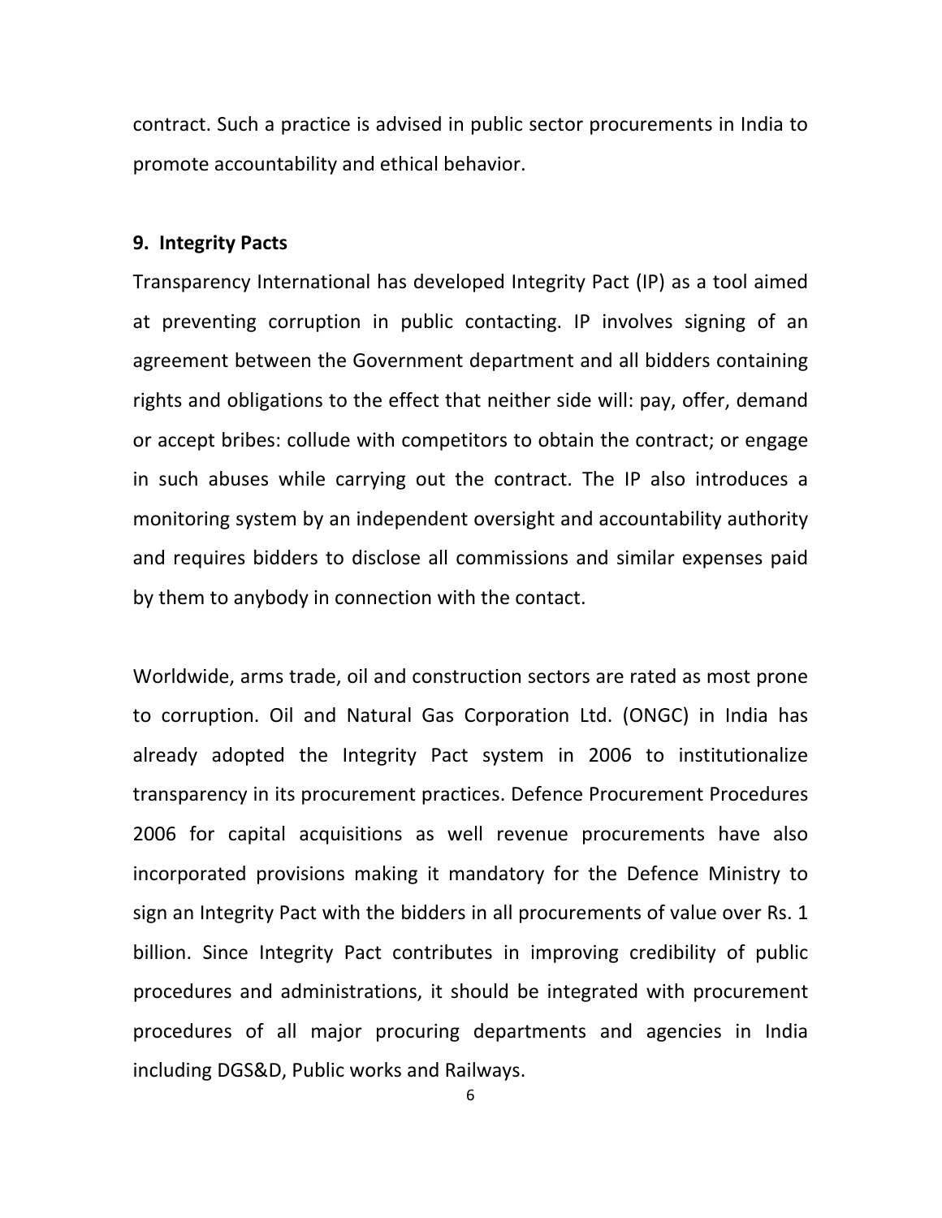contract. Such a practice is advised in public sector procurements in India to promote accountability and ethical behavior.

### 9. Integrity Pacts

Transparency International has developed Integrity Pact (IP) as a tool aimed at preventing corruption in public contacting. IP involves signing of an agreement between the Government department and all bidders containing rights and obligations to the effect that neither side will: pay, offer, demand or accept bribes: collude with competitors to obtain the contract; or engage in such abuses while carrying out the contract. The IP also introduces a monitoring system by an independent oversight and accountability authority and requires bidders to disclose all commissions and similar expenses paid by them to anybody in connection with the contact.

Worldwide, arms trade, oil and construction sectors are rated as most prone to corruption. Oil and Natural Gas Corporation Ltd. (ONGC) in India has already adopted the Integrity Pact system in 2006 to institutionalize transparency in its procurement practices. Defence Procurement Procedures 2006 for capital acquisitions as well revenue procurements have also incorporated provisions making it mandatory for the Defence Ministry to sign an Integrity Pact with the bidders in all procurements of value over Rs. 1 billion. Since Integrity Pact contributes in improving credibility of public procedures and administrations, it should be integrated with procurement procedures of all major procuring departments and agencies in India including DGS&D, Public works and Railways.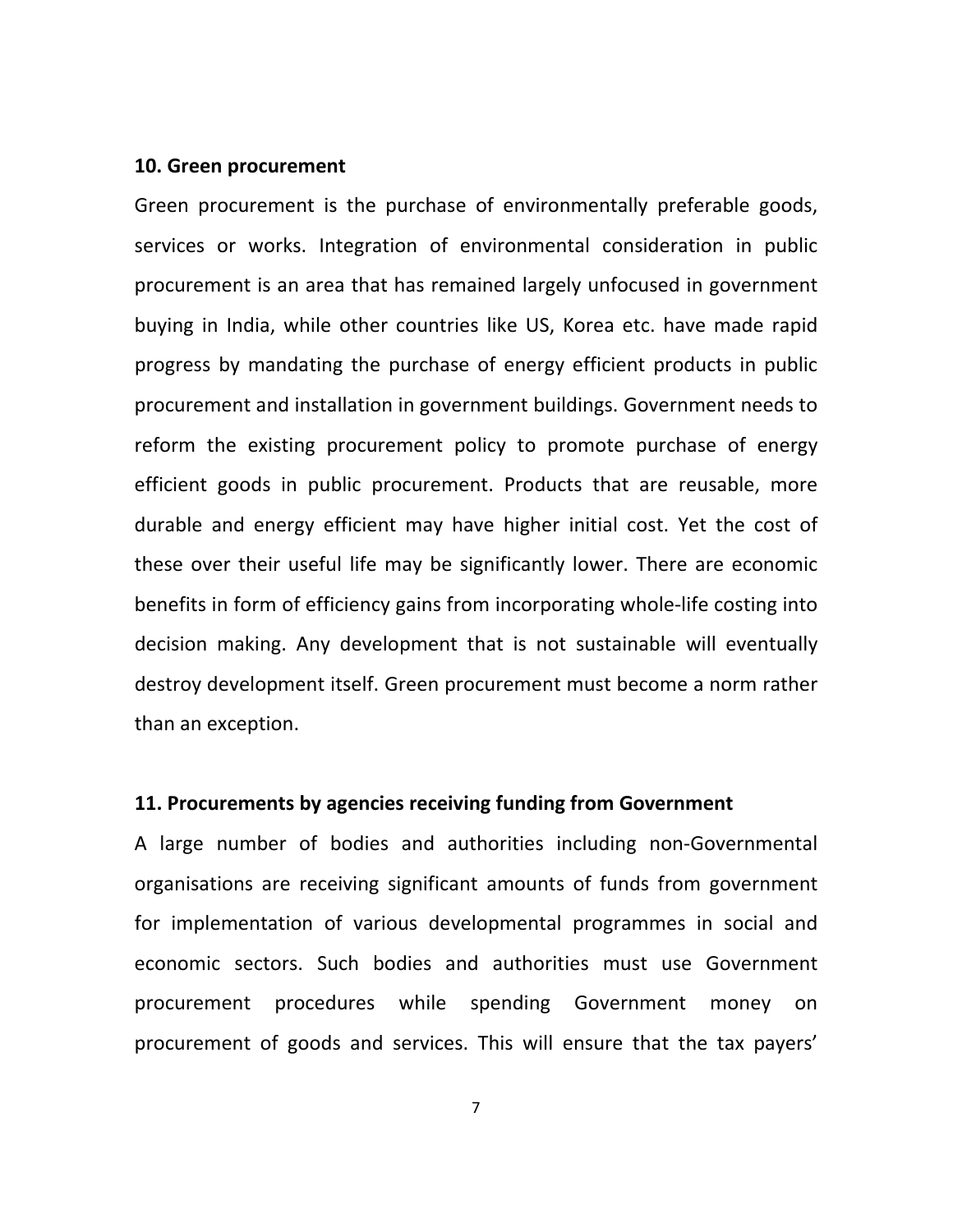**10. Green procurement**

Green procurement is the purchase of environmentally preferable goods, services or works. Integration of environmental consideration in public procurement is an area that has remained largely unfocused in government buying in India, while other countries like US, Korea etc. have made rapid progress by mandating the purchase of energy efficient products in public procurement and installation in government buildings. Government needs to reform the existing procurement policy to promote purchase of energy efficient goods in public procurement. Products that are reusable, more durable and energy efficient may have higher initial cost. Yet the cost of these over their useful life may be significantly lower. There are economic benefits in form of efficiency gains from incorporating whole-life costing into decision making. Any development that is not sustainable will eventually destroy development itself. Green procurement must become a norm rather than an exception.

**11. Procurements by agencies receiving funding from Government**

A large number of bodies and authorities including non-Governmental organisations are receiving significant amounts of funds from government for implementation of various developmental programmes in social and economic sectors. Such bodies and authorities must use Government procurement procedures while spending Government money on procurement of goods and services. This will ensure that the tax payers'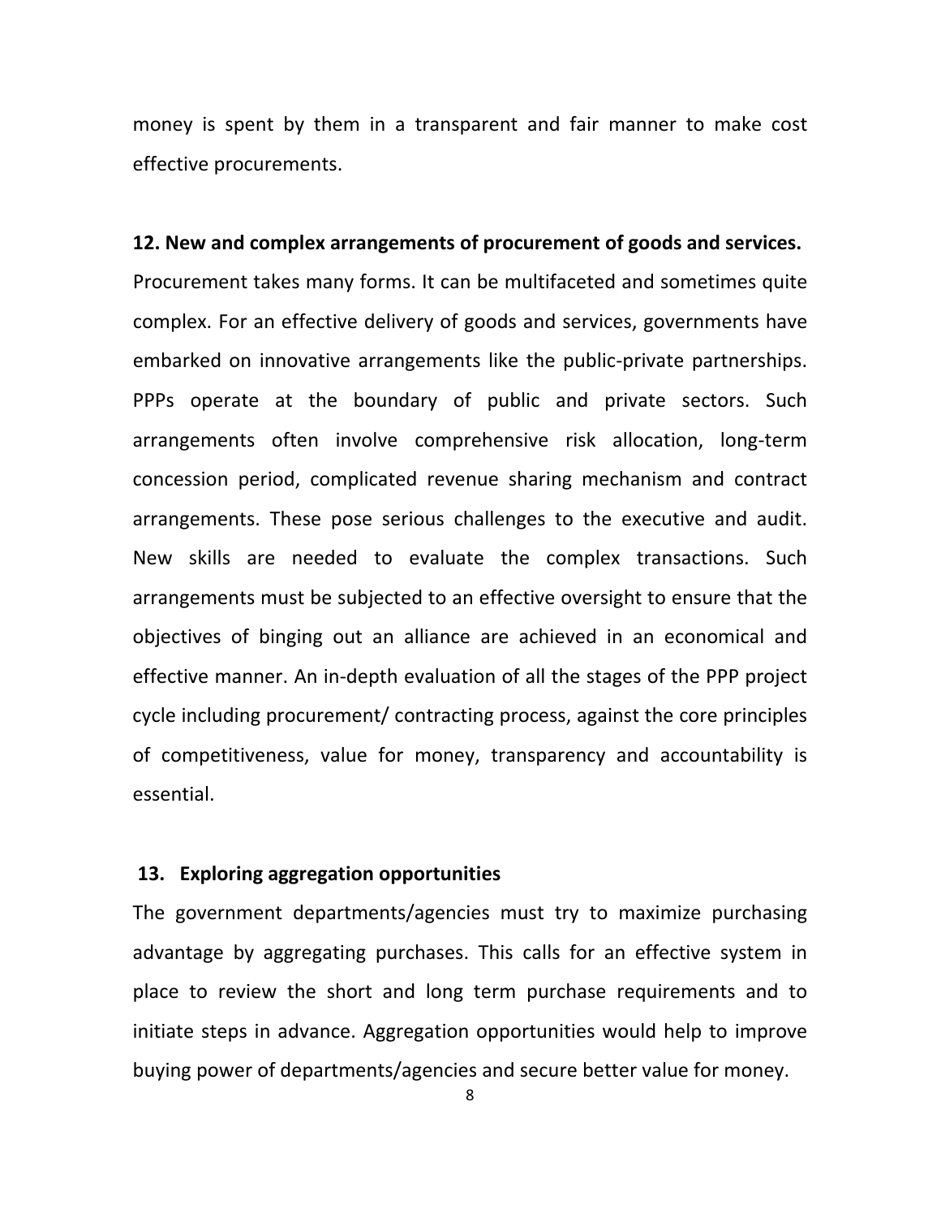money is spent by them in a transparent and fair manner to make cost effective procurements.

**12. New and complex arrangements of procurement of goods and services.**

Procurement takes many forms. It can be multifaceted and sometimes quite complex. For an effective delivery of goods and services, governments have embarked on innovative arrangements like the public-private partnerships. PPPs operate at the boundary of public and private sectors. Such arrangements often involve comprehensive risk allocation, long-term concession period, complicated revenue sharing mechanism and contract arrangements. These pose serious challenges to the executive and audit. New skills are needed to evaluate the complex transactions. Such arrangements must be subjected to an effective oversight to ensure that the objectives of binging out an alliance are achieved in an economical and effective manner. An in-depth evaluation of all the stages of the PPP project cycle including procurement/ contracting process, against the core principles of competitiveness, value for money, transparency and accountability is essential.

**13. Exploring aggregation opportunities**

The government departments/agencies must try to maximize purchasing advantage by aggregating purchases. This calls for an effective system in place to review the short and long term purchase requirements and to initiate steps in advance. Aggregation opportunities would help to improve buying power of departments/agencies and secure better value for money.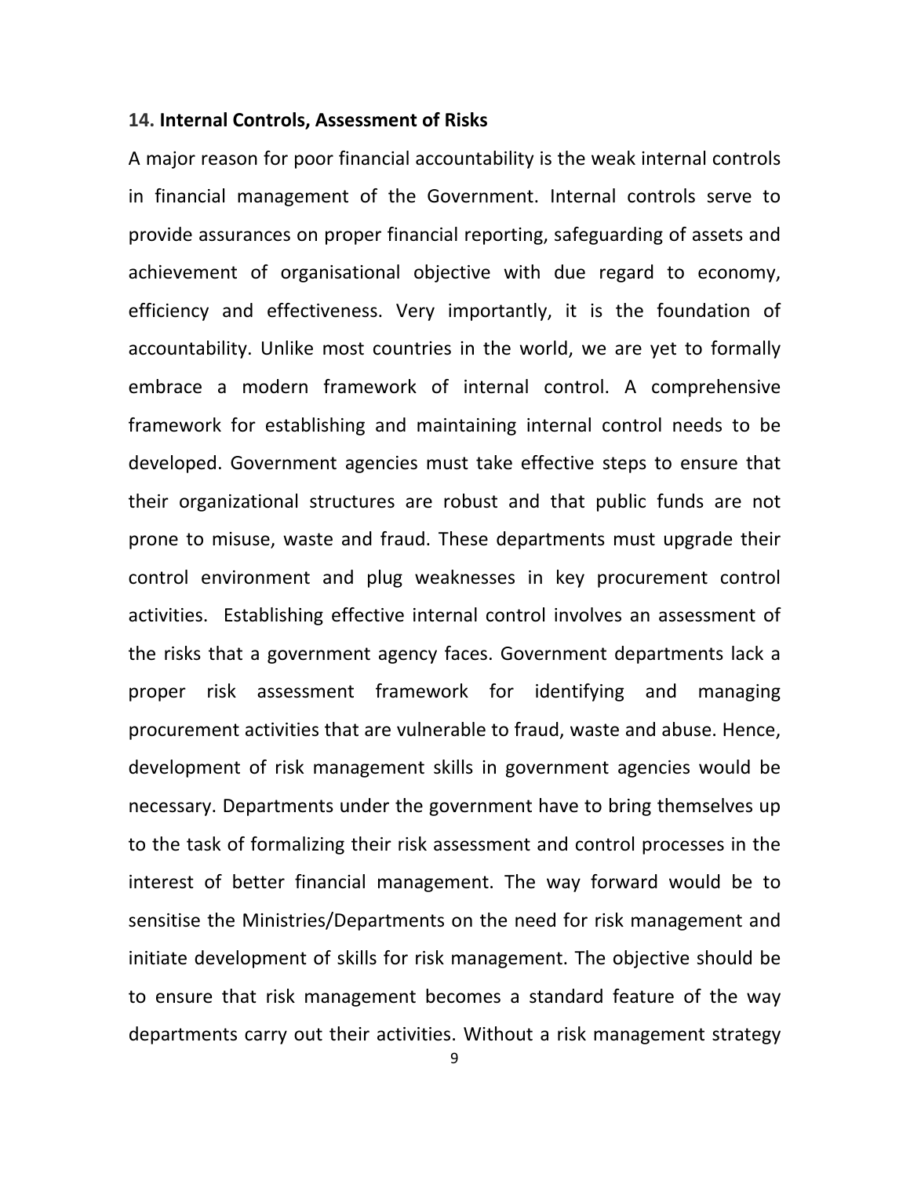## 14. Internal Controls, Assessment of Risks

A major reason for poor financial accountability is the weak internal controls in financial management of the Government. Internal controls serve to provide assurances on proper financial reporting, safeguarding of assets and achievement of organisational objective with due regard to economy, efficiency and effectiveness. Very importantly, it is the foundation of accountability. Unlike most countries in the world, we are yet to formally embrace a modern framework of internal control. A comprehensive framework for establishing and maintaining internal control needs to be developed. Government agencies must take effective steps to ensure that their organizational structures are robust and that public funds are not prone to misuse, waste and fraud. These departments must upgrade their control environment and plug weaknesses in key procurement control activities. Establishing effective internal control involves an assessment of the risks that a government agency faces. Government departments lack a proper risk assessment framework for identifying and managing procurement activities that are vulnerable to fraud, waste and abuse. Hence, development of risk management skills in government agencies would be necessary. Departments under the government have to bring themselves up to the task of formalizing their risk assessment and control processes in the interest of better financial management. The way forward would be to sensitise the Ministries/Departments on the need for risk management and initiate development of skills for risk management. The objective should be to ensure that risk management becomes a standard feature of the way departments carry out their activities. Without a risk management strategy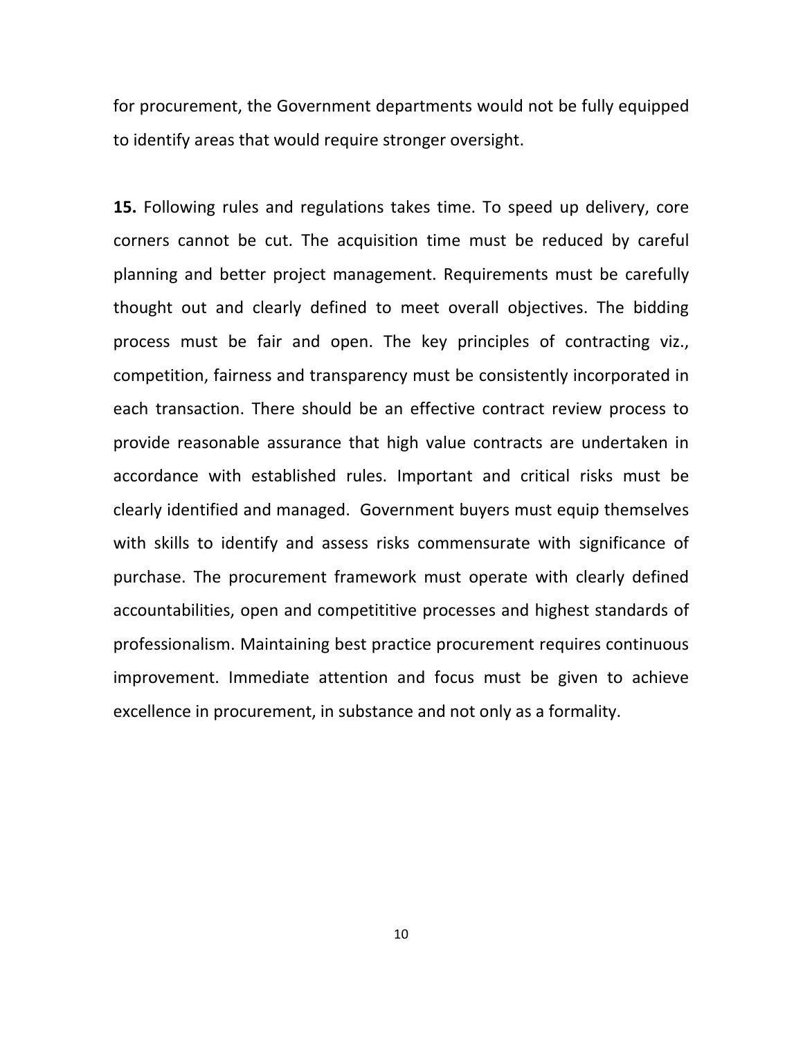for procurement, the Government departments would not be fully equipped to identify areas that would require stronger oversight.

**15.** Following rules and regulations takes time. To speed up delivery, core corners cannot be cut. The acquisition time must be reduced by careful planning and better project management. Requirements must be carefully thought out and clearly defined to meet overall objectives. The bidding process must be fair and open. The key principles of contracting viz., competition, fairness and transparency must be consistently incorporated in each transaction. There should be an effective contract review process to provide reasonable assurance that high value contracts are undertaken in accordance with established rules. Important and critical risks must be clearly identified and managed. Government buyers must equip themselves with skills to identify and assess risks commensurate with significance of purchase. The procurement framework must operate with clearly defined accountabilities, open and competititive processes and highest standards of professionalism. Maintaining best practice procurement requires continuous improvement. Immediate attention and focus must be given to achieve excellence in procurement, in substance and not only as a formality.